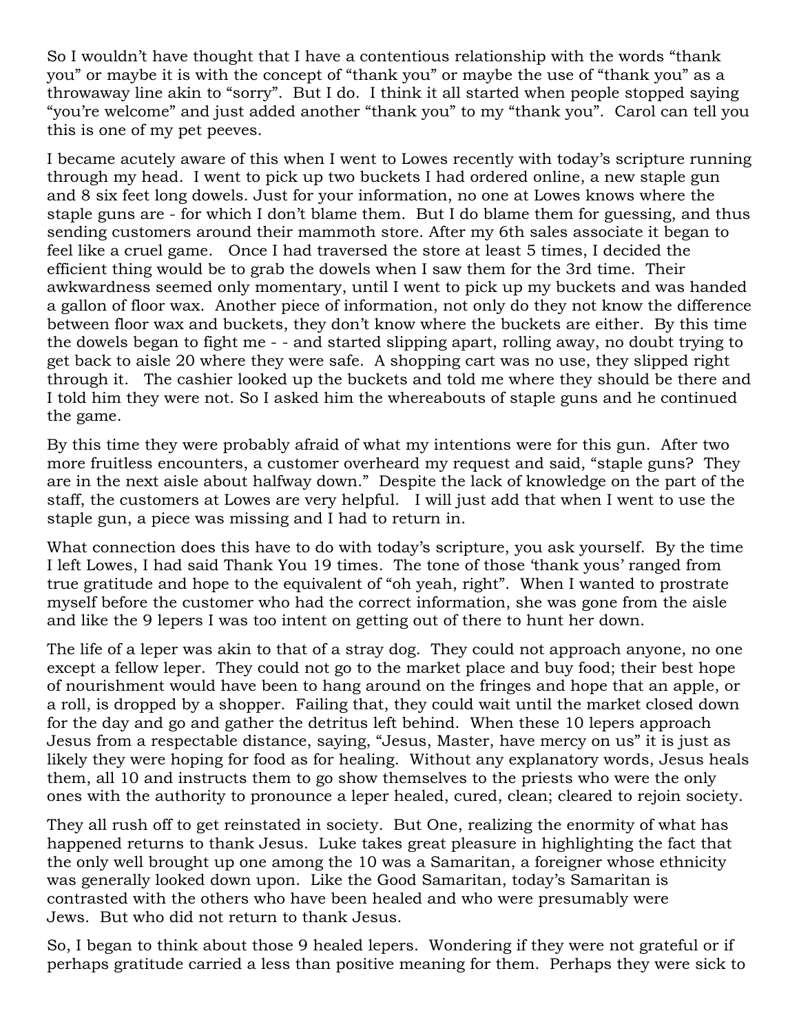So I wouldn't have thought that I have a contentious relationship with the words "thank you" or maybe it is with the concept of "thank you" or maybe the use of "thank you" as a throwaway line akin to "sorry". But I do. I think it all started when people stopped saying "you're welcome" and just added another "thank you" to my "thank you". Carol can tell you this is one of my pet peeves.

I became acutely aware of this when I went to Lowes recently with today's scripture running through my head. I went to pick up two buckets I had ordered online, a new staple gun and 8 six feet long dowels. Just for your information, no one at Lowes knows where the staple guns are - for which I don't blame them. But I do blame them for guessing, and thus sending customers around their mammoth store. After my 6th sales associate it began to feel like a cruel game. Once I had traversed the store at least 5 times, I decided the efficient thing would be to grab the dowels when I saw them for the 3rd time. Their awkwardness seemed only momentary, until I went to pick up my buckets and was handed a gallon of floor wax. Another piece of information, not only do they not know the difference between floor wax and buckets, they don't know where the buckets are either. By this time the dowels began to fight me - - and started slipping apart, rolling away, no doubt trying to get back to aisle 20 where they were safe. A shopping cart was no use, they slipped right through it. The cashier looked up the buckets and told me where they should be there and I told him they were not. So I asked him the whereabouts of staple guns and he continued the game.

By this time they were probably afraid of what my intentions were for this gun. After two more fruitless encounters, a customer overheard my request and said, "staple guns? They are in the next aisle about halfway down." Despite the lack of knowledge on the part of the staff, the customers at Lowes are very helpful. I will just add that when I went to use the staple gun, a piece was missing and I had to return in.

What connection does this have to do with today's scripture, you ask yourself. By the time I left Lowes, I had said Thank You 19 times. The tone of those 'thank yous' ranged from true gratitude and hope to the equivalent of "oh yeah, right". When I wanted to prostrate myself before the customer who had the correct information, she was gone from the aisle and like the 9 lepers I was too intent on getting out of there to hunt her down.

The life of a leper was akin to that of a stray dog. They could not approach anyone, no one except a fellow leper. They could not go to the market place and buy food; their best hope of nourishment would have been to hang around on the fringes and hope that an apple, or a roll, is dropped by a shopper. Failing that, they could wait until the market closed down for the day and go and gather the detritus left behind. When these 10 lepers approach Jesus from a respectable distance, saying, "Jesus, Master, have mercy on us" it is just as likely they were hoping for food as for healing. Without any explanatory words, Jesus heals them, all 10 and instructs them to go show themselves to the priests who were the only ones with the authority to pronounce a leper healed, cured, clean; cleared to rejoin society.

They all rush off to get reinstated in society. But One, realizing the enormity of what has happened returns to thank Jesus. Luke takes great pleasure in highlighting the fact that the only well brought up one among the 10 was a Samaritan, a foreigner whose ethnicity was generally looked down upon. Like the Good Samaritan, today's Samaritan is contrasted with the others who have been healed and who were presumably were Jews. But who did not return to thank Jesus.

So, I began to think about those 9 healed lepers. Wondering if they were not grateful or if perhaps gratitude carried a less than positive meaning for them. Perhaps they were sick to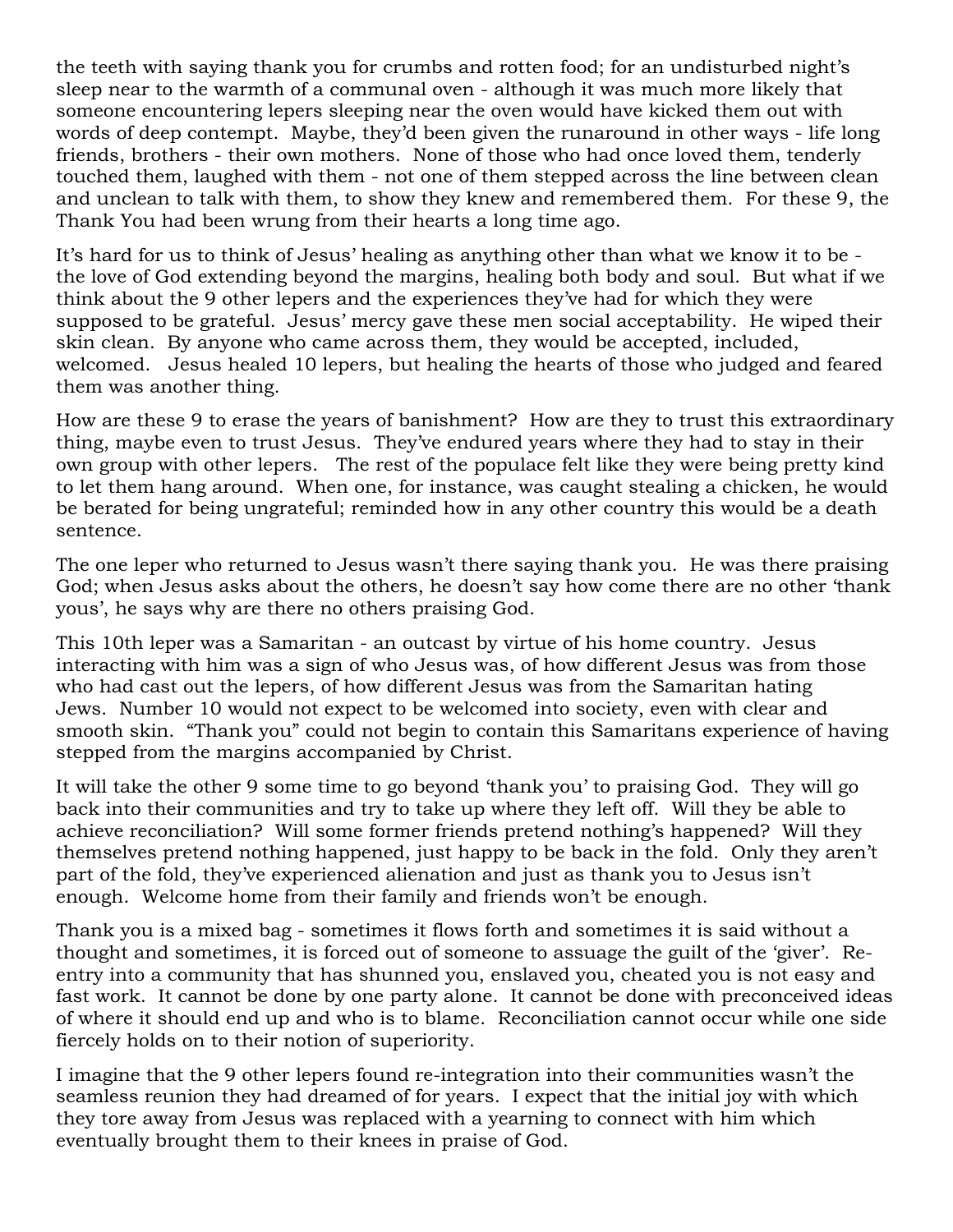the teeth with saying thank you for crumbs and rotten food; for an undisturbed night's sleep near to the warmth of a communal oven - although it was much more likely that someone encountering lepers sleeping near the oven would have kicked them out with words of deep contempt. Maybe, they'd been given the runaround in other ways - life long friends, brothers - their own mothers. None of those who had once loved them, tenderly touched them, laughed with them - not one of them stepped across the line between clean and unclean to talk with them, to show they knew and remembered them. For these 9, the Thank You had been wrung from their hearts a long time ago.

It's hard for us to think of Jesus' healing as anything other than what we know it to be - the love of God extending beyond the margins, healing both body and soul. But what if we think about the 9 other lepers and the experiences they've had for which they were supposed to be grateful. Jesus' mercy gave these men social acceptability. He wiped their skin clean. By anyone who came across them, they would be accepted, included, welcomed. Jesus healed 10 lepers, but healing the hearts of those who judged and feared them was another thing.

How are these 9 to erase the years of banishment? How are they to trust this extraordinary thing, maybe even to trust Jesus. They've endured years where they had to stay in their own group with other lepers. The rest of the populace felt like they were being pretty kind to let them hang around. When one, for instance, was caught stealing a chicken, he would be berated for being ungrateful; reminded how in any other country this would be a death sentence.

The one leper who returned to Jesus wasn't there saying thank you. He was there praising God; when Jesus asks about the others, he doesn't say how come there are no other 'thank yous', he says why are there no others praising God.

This 10th leper was a Samaritan - an outcast by virtue of his home country. Jesus interacting with him was a sign of who Jesus was, of how different Jesus was from those who had cast out the lepers, of how different Jesus was from the Samaritan hating Jews. Number 10 would not expect to be welcomed into society, even with clear and smooth skin. "Thank you" could not begin to contain this Samaritans experience of having stepped from the margins accompanied by Christ.

It will take the other 9 some time to go beyond 'thank you' to praising God. They will go back into their communities and try to take up where they left off. Will they be able to achieve reconciliation? Will some former friends pretend nothing's happened? Will they themselves pretend nothing happened, just happy to be back in the fold. Only they aren't part of the fold, they've experienced alienation and just as thank you to Jesus isn't enough. Welcome home from their family and friends won't be enough.

Thank you is a mixed bag - sometimes it flows forth and sometimes it is said without a thought and sometimes, it is forced out of someone to assuage the guilt of the 'giver'. Re-entry into a community that has shunned you, enslaved you, cheated you is not easy and fast work. It cannot be done by one party alone. It cannot be done with preconceived ideas of where it should end up and who is to blame. Reconciliation cannot occur while one side fiercely holds on to their notion of superiority.

I imagine that the 9 other lepers found re-integration into their communities wasn't the seamless reunion they had dreamed of for years. I expect that the initial joy with which they tore away from Jesus was replaced with a yearning to connect with him which eventually brought them to their knees in praise of God.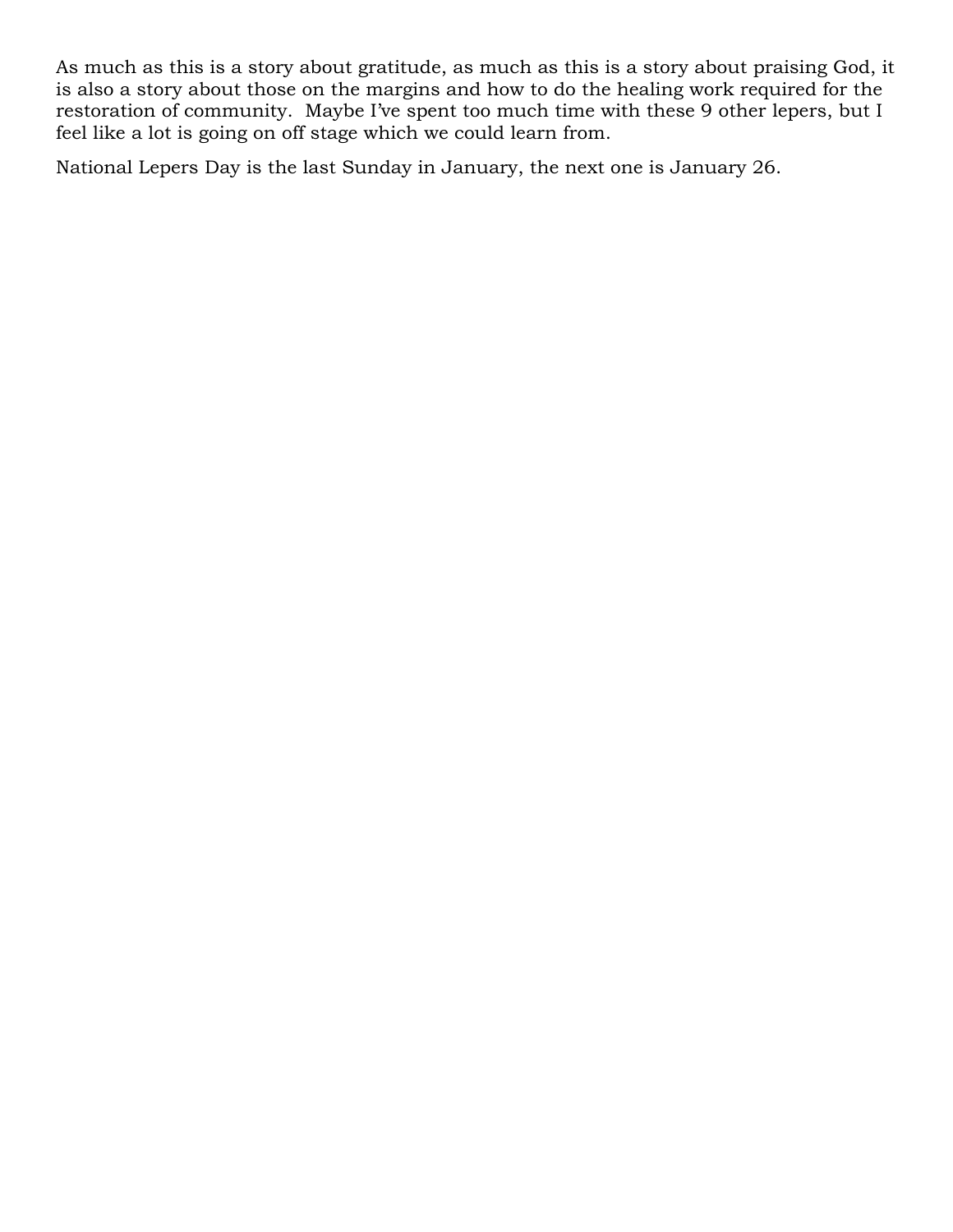As much as this is a story about gratitude, as much as this is a story about praising God, it is also a story about those on the margins and how to do the healing work required for the restoration of community.  Maybe I've spent too much time with these 9 other lepers, but I feel like a lot is going on off stage which we could learn from.

National Lepers Day is the last Sunday in January, the next one is January 26.